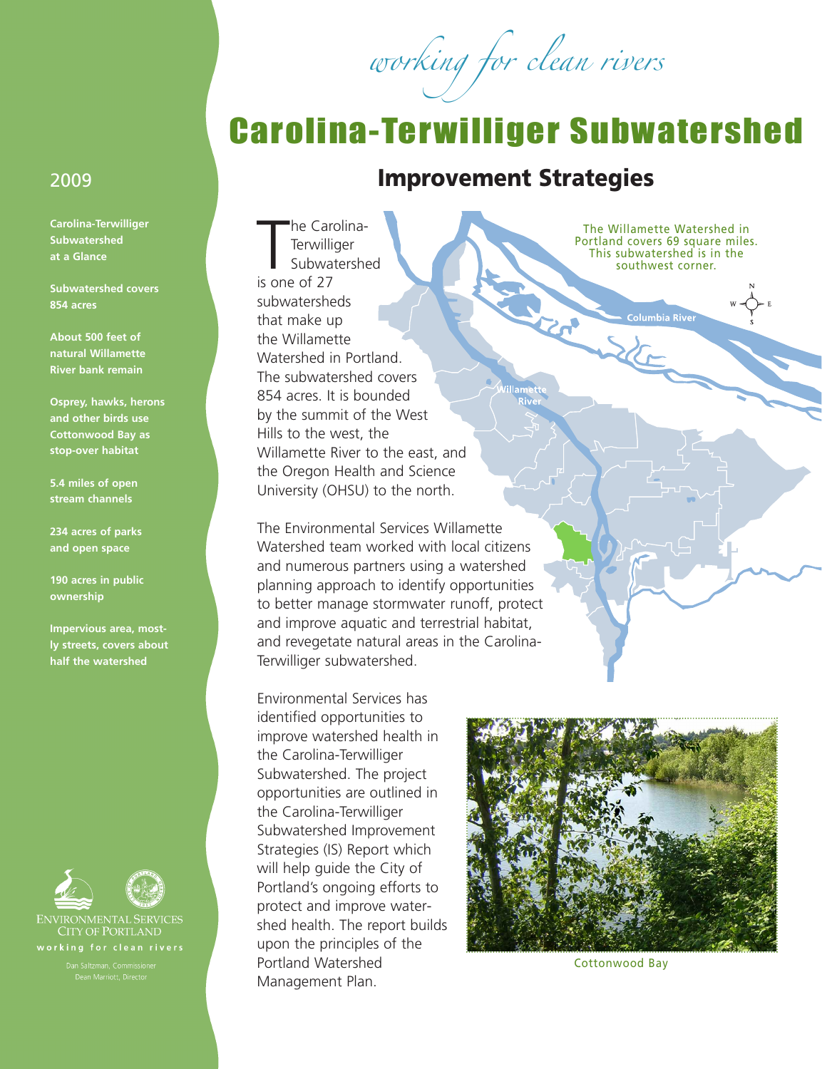*working for clean rivers*

# Carolina-Terwilliger Subwatershed

## Improvement Strategies

2009

**Carolina-Terwilliger Subwatershed at a Glance**

**Subwatershed covers 854 acres**

**About 500 feet of natural Willamette River bank remain**

**Osprey, hawks, herons and other birds use Cottonwood Bay as stop-over habitat**

**5.4 miles of open stream channels**

**234 acres of parks and open space**

**190 acres in public ownership**

**Impervious area, mostly streets, covers about half the watershed**

The Carolina-Terwilliger Subwatershed is one of 27 subwatersheds that make up the Willamette Watershed in Portland. The subwatershed covers 854 acres. It is bounded by the summit of the West Hills to the west, the Willamette River to the east, and the Oregon Health and Science University (OHSU) to the north.

The Environmental Services Willamette Watershed team worked with local citizens and numerous partners using a watershed planning approach to identify opportunities to better manage stormwater runoff, protect and improve aquatic and terrestrial habitat, and revegetate natural areas in the Carolina-Terwilliger subwatershed.

Environmental Services has identified opportunities to improve watershed health in the Carolina-Terwilliger Subwatershed. The project opportunities are outlined in the Carolina-Terwilliger Subwatershed Improvement Strategies (IS) Report which will help guide the City of Portland's ongoing efforts to protect and improve watershed health. The report builds upon the principles of the Portland Watershed Management Plan.

The Willamette Watershed in Portland covers 69 square miles. This subwatershed is in the the southwest corner.

Cottonwood Bay

ENVIRONMENTAL SERVICES
CITY OF PORTLAND
working for clean rivers

Dan Saltzman, Commissioner
Dean Marriott, Director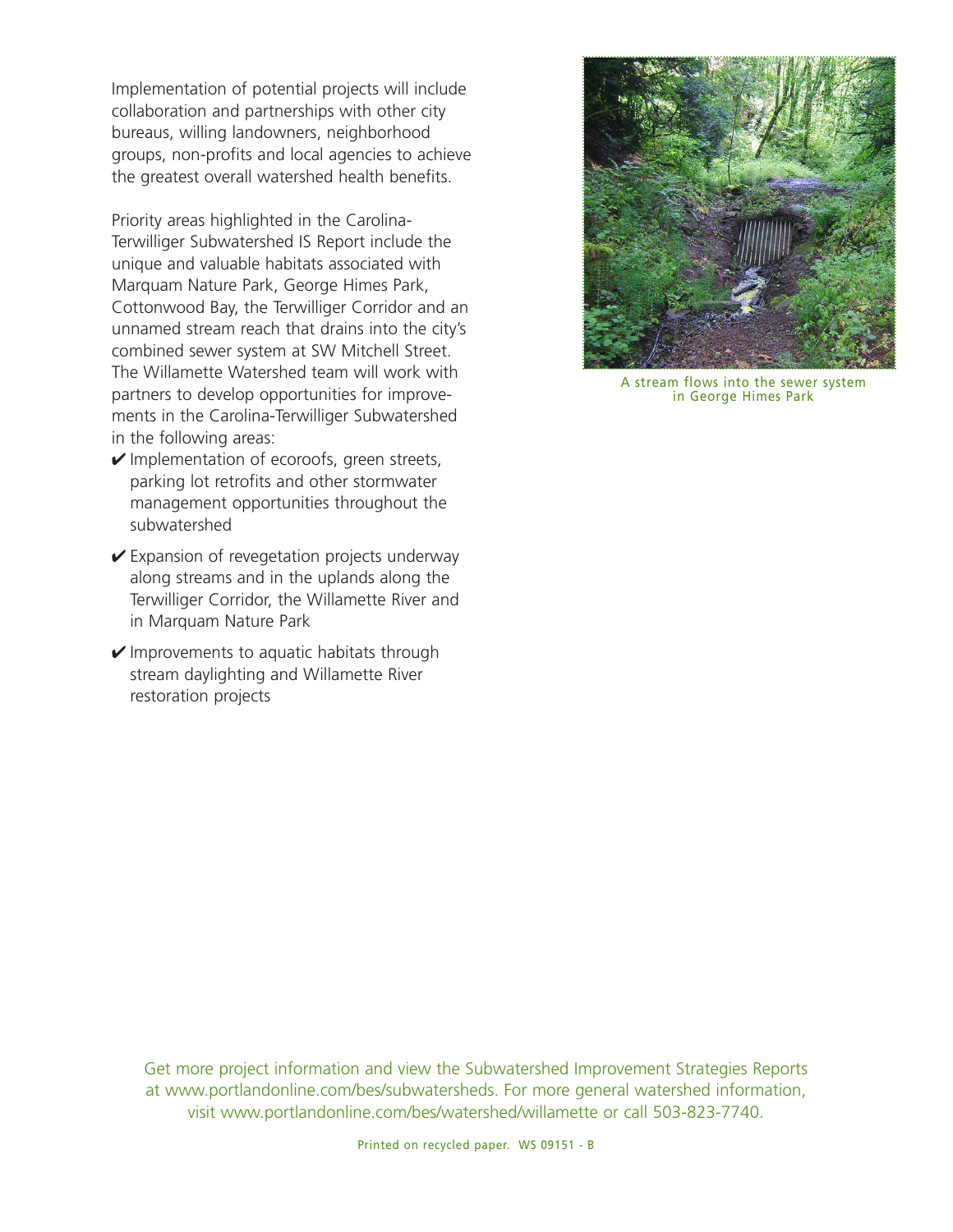Implementation of potential projects will include collaboration and partnerships with other city bureaus, willing landowners, neighborhood groups, non-profits and local agencies to achieve the greatest overall watershed health benefits.

Priority areas highlighted in the Carolina-Terwilliger Subwatershed IS Report include the unique and valuable habitats associated with Marquam Nature Park, George Himes Park, Cottonwood Bay, the Terwilliger Corridor and an unnamed stream reach that drains into the city's combined sewer system at SW Mitchell Street. The Willamette Watershed team will work with partners to develop opportunities for improvements in the Carolina-Terwilliger Subwatershed in the following areas:

- ✔ Implementation of ecoroofs, green streets, parking lot retrofits and other stormwater management opportunities throughout the subwatershed
- ✔ Expansion of revegetation projects underway along streams and in the uplands along the Terwilliger Corridor, the Willamette River and in Marquam Nature Park
- ✔ Improvements to aquatic habitats through stream daylighting and Willamette River restoration projects

A stream flows into the sewer system in George Himes Park

Get more project information and view the Subwatershed Improvement Strategies Reports at www.portlandonline.com/bes/subwatersheds. For more general watershed information, visit www.portlandonline.com/bes/watershed/willamette or call 503-823-7740.

Printed on recycled paper. WS 09151 - B